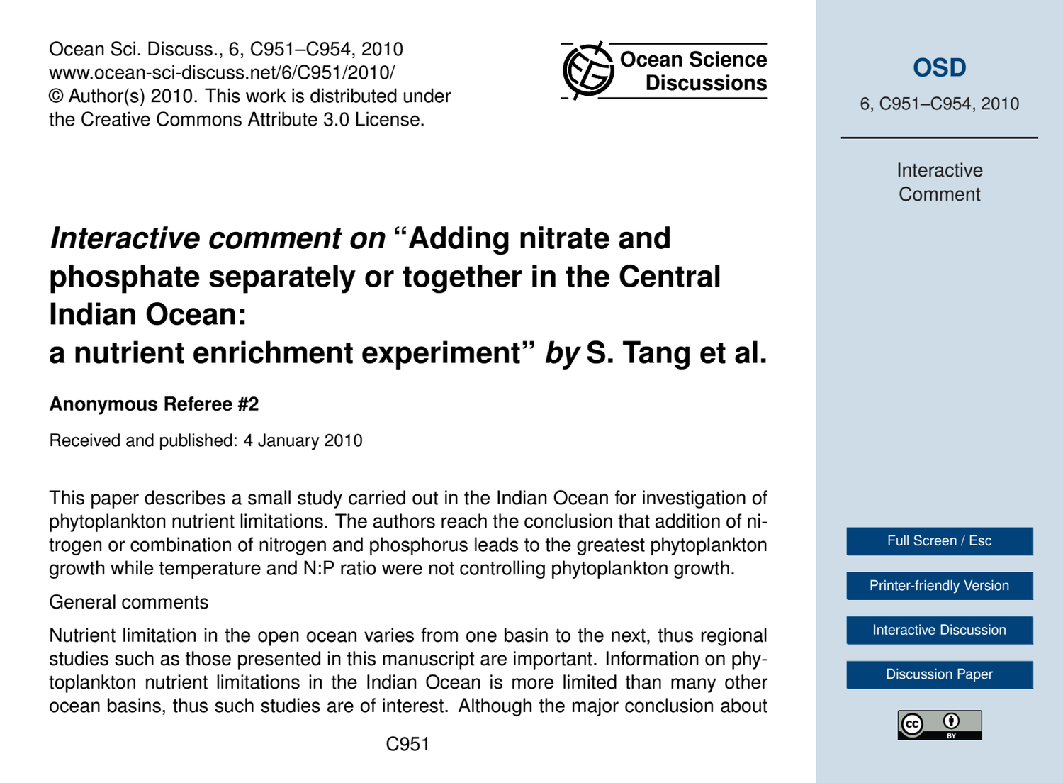Ocean Sci. Discuss., 6, C951–C954, 2010
www.ocean-sci-discuss.net/6/C951/2010/
© Author(s) 2010. This work is distributed under the Creative Commons Attribute 3.0 License.

# *Interactive comment on* "Adding nitrate and phosphate separately or together in the Central Indian Ocean: a nutrient enrichment experiment" *by* S. Tang et al.

**Anonymous Referee #2**

Received and published: 4 January 2010

This paper describes a small study carried out in the Indian Ocean for investigation of phytoplankton nutrient limitations. The authors reach the conclusion that addition of nitrogen or combination of nitrogen and phosphorus leads to the greatest phytoplankton growth while temperature and N:P ratio were not controlling phytoplankton growth.

General comments

Nutrient limitation in the open ocean varies from one basin to the next, thus regional studies such as those presented in this manuscript are important. Information on phytoplankton nutrient limitations in the Indian Ocean is more limited than many other ocean basins, thus such studies are of interest. Although the major conclusion about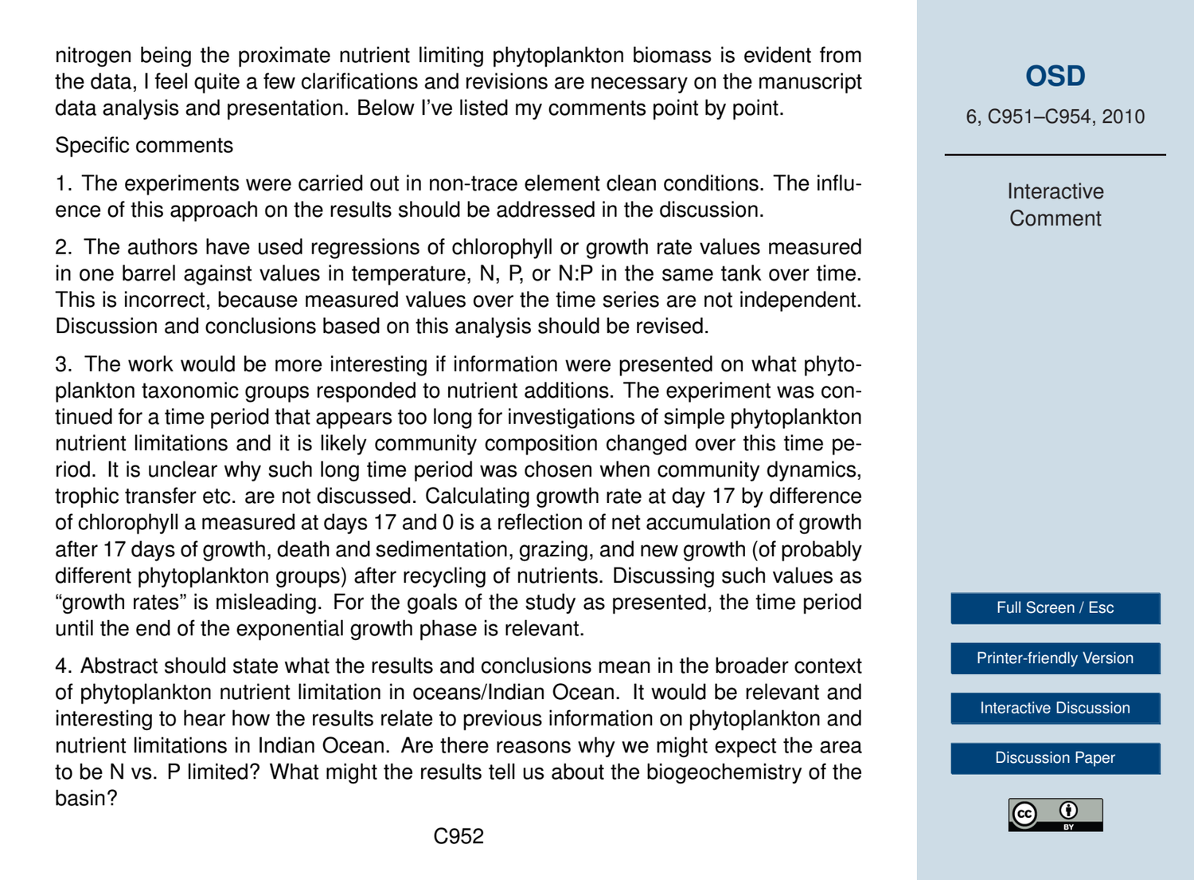nitrogen being the proximate nutrient limiting phytoplankton biomass is evident from the data, I feel quite a few clarifications and revisions are necessary on the manuscript data analysis and presentation. Below I've listed my comments point by point.

Specific comments

1. The experiments were carried out in non-trace element clean conditions. The influence of this approach on the results should be addressed in the discussion.

2. The authors have used regressions of chlorophyll or growth rate values measured in one barrel against values in temperature, N, P, or N:P in the same tank over time. This is incorrect, because measured values over the time series are not independent. Discussion and conclusions based on this analysis should be revised.

3. The work would be more interesting if information were presented on what phytoplankton taxonomic groups responded to nutrient additions. The experiment was continued for a time period that appears too long for investigations of simple phytoplankton nutrient limitations and it is likely community composition changed over this time period. It is unclear why such long time period was chosen when community dynamics, trophic transfer etc. are not discussed. Calculating growth rate at day 17 by difference of chlorophyll a measured at days 17 and 0 is a reflection of net accumulation of growth after 17 days of growth, death and sedimentation, grazing, and new growth (of probably different phytoplankton groups) after recycling of nutrients. Discussing such values as "growth rates" is misleading. For the goals of the study as presented, the time period until the end of the exponential growth phase is relevant.

4. Abstract should state what the results and conclusions mean in the broader context of phytoplankton nutrient limitation in oceans/Indian Ocean. It would be relevant and interesting to hear how the results relate to previous information on phytoplankton and nutrient limitations in Indian Ocean. Are there reasons why we might expect the area to be N vs. P limited? What might the results tell us about the biogeochemistry of the basin?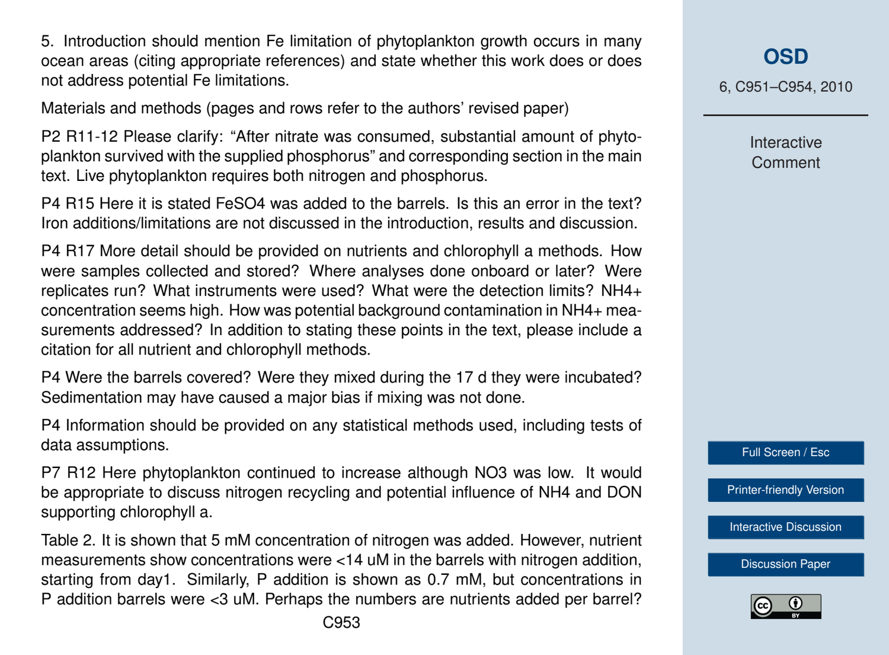5. Introduction should mention Fe limitation of phytoplankton growth occurs in many ocean areas (citing appropriate references) and state whether this work does or does not address potential Fe limitations.

Materials and methods (pages and rows refer to the authors' revised paper)

P2 R11-12 Please clarify: "After nitrate was consumed, substantial amount of phytoplankton survived with the supplied phosphorus" and corresponding section in the main text. Live phytoplankton requires both nitrogen and phosphorus.

P4 R15 Here it is stated $FeSO_4$ was added to the barrels. Is this an error in the text? Iron additions/limitations are not discussed in the introduction, results and discussion.

P4 R17 More detail should be provided on nutrients and chlorophyll a methods. How were samples collected and stored? Where analyses done onboard or later? Were replicates run? What instruments were used? What were the detection limits? $NH_4^+$ concentration seems high. How was potential background contamination in $NH_4^+$ measurements addressed? In addition to stating these points in the text, please include a citation for all nutrient and chlorophyll methods.

P4 Were the barrels covered? Were they mixed during the 17 d they were incubated? Sedimentation may have caused a major bias if mixing was not done.

P4 Information should be provided on any statistical methods used, including tests of data assumptions.

P7 R12 Here phytoplankton continued to increase although $NO_3$ was low. It would be appropriate to discuss nitrogen recycling and potential influence of $NH_4$ and DON supporting chlorophyll a.

Table 2. It is shown that 5 mM concentration of nitrogen was added. However, nutrient measurements show concentrations were <14 uM in the barrels with nitrogen addition, starting from day1. Similarly, P addition is shown as 0.7 mM, but concentrations in P addition barrels were <3 uM. Perhaps the numbers are nutrients added per barrel?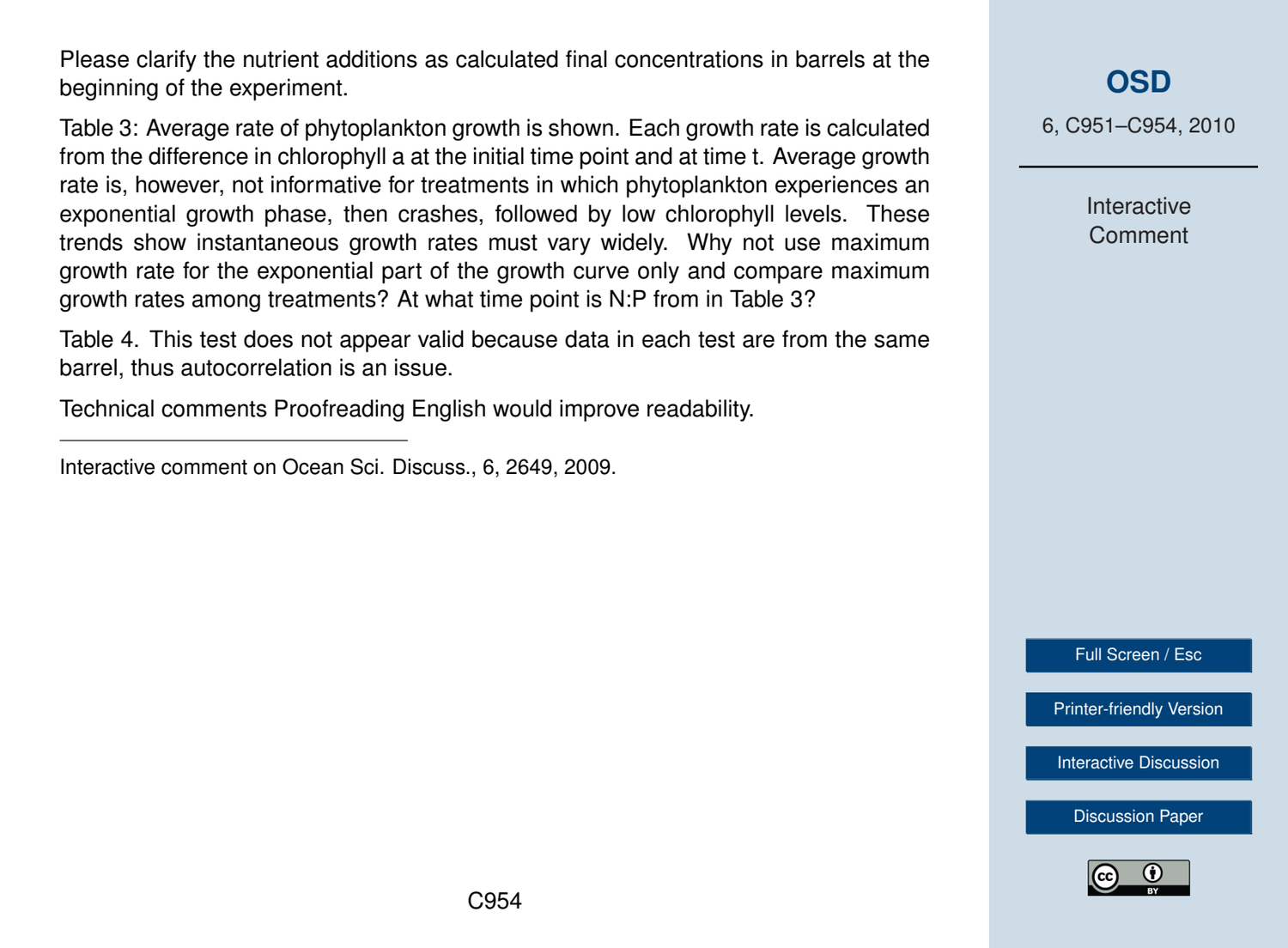Please clarify the nutrient additions as calculated final concentrations in barrels at the beginning of the experiment.

Table 3: Average rate of phytoplankton growth is shown. Each growth rate is calculated from the difference in chlorophyll a at the initial time point and at time t. Average growth rate is, however, not informative for treatments in which phytoplankton experiences an exponential growth phase, then crashes, followed by low chlorophyll levels. These trends show instantaneous growth rates must vary widely. Why not use maximum growth rate for the exponential part of the growth curve only and compare maximum growth rates among treatments? At what time point is N:P from in Table 3?

Table 4. This test does not appear valid because data in each test are from the same barrel, thus autocorrelation is an issue.

Technical comments Proofreading English would improve readability.

---

Interactive comment on Ocean Sci. Discuss., 6, 2649, 2009.